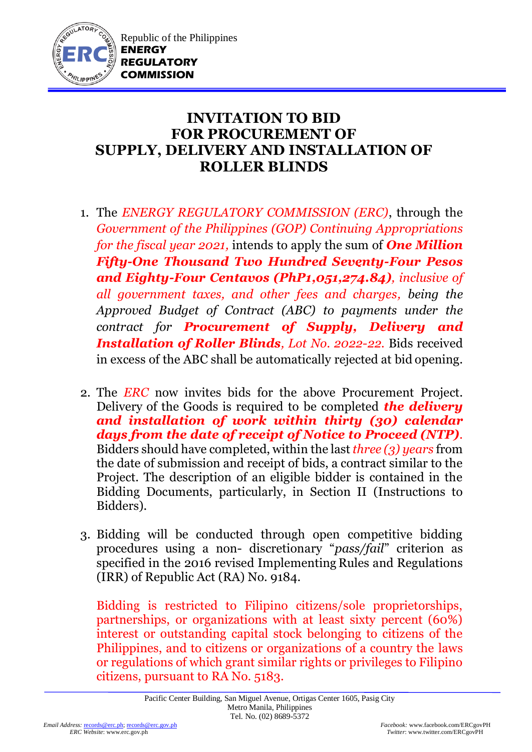Republic of the Philippines
**ENERGY REGULATORY COMMISSION**

# INVITATION TO BID FOR PROCUREMENT OF SUPPLY, DELIVERY AND INSTALLATION OF ROLLER BLINDS

1. The *ENERGY REGULATORY COMMISSION (ERC)*, through the *Government of the Philippines (GOP) Continuing Appropriations for the fiscal year 2021,* intends to apply the sum of ***One Million Fifty-One Thousand Two Hundred Seventy-Four Pesos and Eighty-Four Centavos (PhP1,051,274.84)****, inclusive of all government taxes, and other fees and charges, being the Approved Budget of Contract (ABC) to payments under the contract for* ***Procurement of Supply, Delivery and Installation of Roller Blinds****, Lot No. 2022-22.* Bids received in excess of the ABC shall be automatically rejected at bid opening.

2. The *ERC* now invites bids for the above Procurement Project. Delivery of the Goods is required to be completed ***the delivery and installation of work within thirty (30) calendar days from the date of receipt of Notice to Proceed (NTP)***. Bidders should have completed, within the last *three (3) years* from the date of submission and receipt of bids, a contract similar to the Project. The description of an eligible bidder is contained in the Bidding Documents, particularly, in Section II (Instructions to Bidders).

3. Bidding will be conducted through open competitive bidding procedures using a non- discretionary "*pass/fail*" criterion as specified in the 2016 revised Implementing Rules and Regulations (IRR) of Republic Act (RA) No. 9184.

   Bidding is restricted to Filipino citizens/sole proprietorships, partnerships, or organizations with at least sixty percent (60%) interest or outstanding capital stock belonging to citizens of the Philippines, and to citizens or organizations of a country the laws or regulations of which grant similar rights or privileges to Filipino citizens, pursuant to RA No. 5183.

Pacific Center Building, San Miguel Avenue, Ortigas Center 1605, Pasig City
Metro Manila, Philippines
Tel. No. (02) 8689-5372

*Email Address:* records@erc.ph; records@erc.gov.ph
*ERC Website*: www.erc.gov.ph

*Facebook:* www.facebook.com/ERCgovPH
*Twitter*: www.twitter.com/ERCgovPH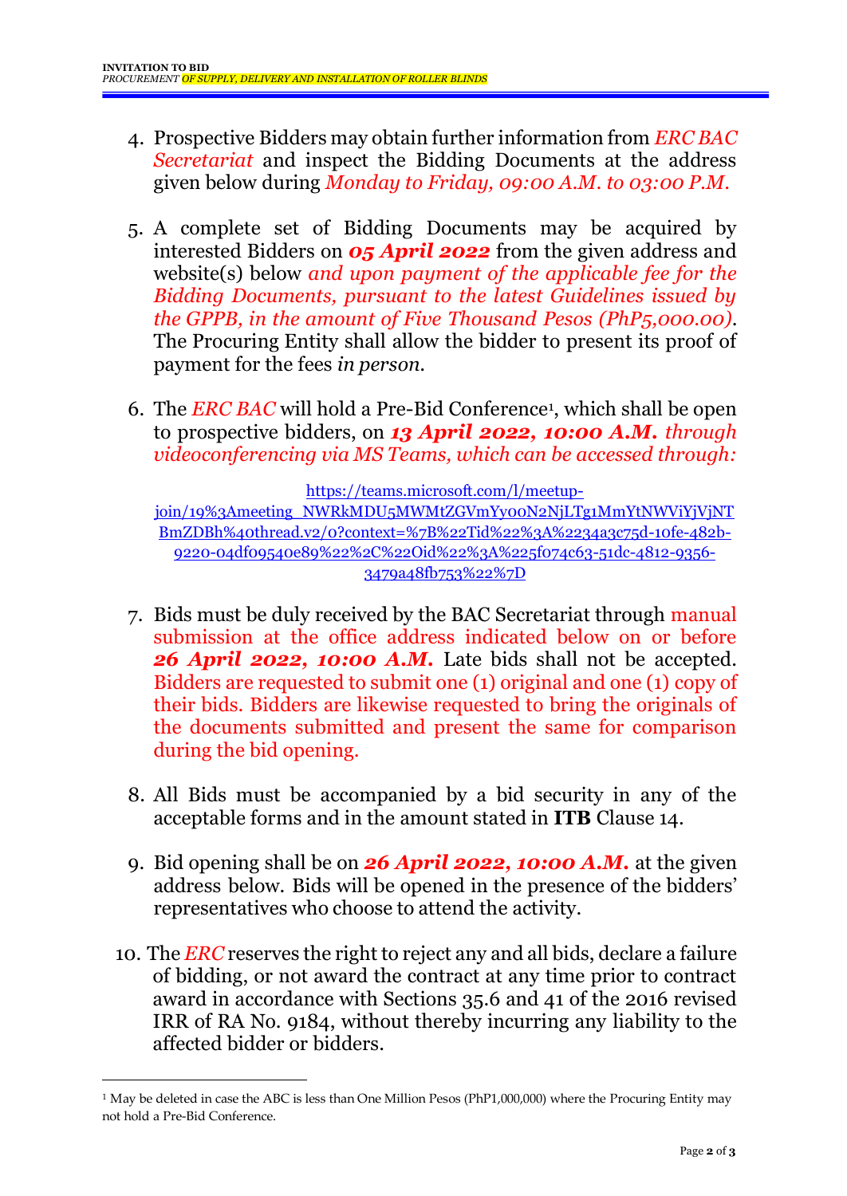4. Prospective Bidders may obtain further information from *ERC BAC Secretariat* and inspect the Bidding Documents at the address given below during *Monday to Friday, 09:00 A.M. to 03:00 P.M.*

5. A complete set of Bidding Documents may be acquired by interested Bidders on ***05 April 2022*** from the given address and website(s) below *and upon payment of the applicable fee for the Bidding Documents, pursuant to the latest Guidelines issued by the GPPB, in the amount of Five Thousand Pesos (PhP5,000.00)*. The Procuring Entity shall allow the bidder to present its proof of payment for the fees *in person.*

6. The *ERC BAC* will hold a Pre-Bid Conference[1], which shall be open to prospective bidders, on ***13 April 2022, 10:00 A.M.*** *through videoconferencing via MS Teams, which can be accessed through:*

   https://teams.microsoft.com/l/meetup-join/19%3Ameeting_NWRkMDU5MWMtZGVmYy00N2NjLTg1MmYtNWViYjVjNTBmZDBh%40thread.v2/0?context=%7B%22Tid%22%3A%2234a3c75d-10fe-482b-9220-04df09540e89%22%2C%22Oid%22%3A%225f074c63-51dc-4812-9356-3479a48fb753%22%7D

7. Bids must be duly received by the BAC Secretariat through manual submission at the office address indicated below on or before ***26 April 2022, 10:00 A.M.*** Late bids shall not be accepted. Bidders are requested to submit one (1) original and one (1) copy of their bids. Bidders are likewise requested to bring the originals of the documents submitted and present the same for comparison during the bid opening.

8. All Bids must be accompanied by a bid security in any of the acceptable forms and in the amount stated in **ITB** Clause 14.

9. Bid opening shall be on ***26 April 2022, 10:00 A.M.*** at the given address below. Bids will be opened in the presence of the bidders' representatives who choose to attend the activity.

10. The *ERC* reserves the right to reject any and all bids, declare a failure of bidding, or not award the contract at any time prior to contract award in accordance with Sections 35.6 and 41 of the 2016 revised IRR of RA No. 9184, without thereby incurring any liability to the affected bidder or bidders.

---

[1] May be deleted in case the ABC is less than One Million Pesos (PhP1,000,000) where the Procuring Entity may not hold a Pre-Bid Conference.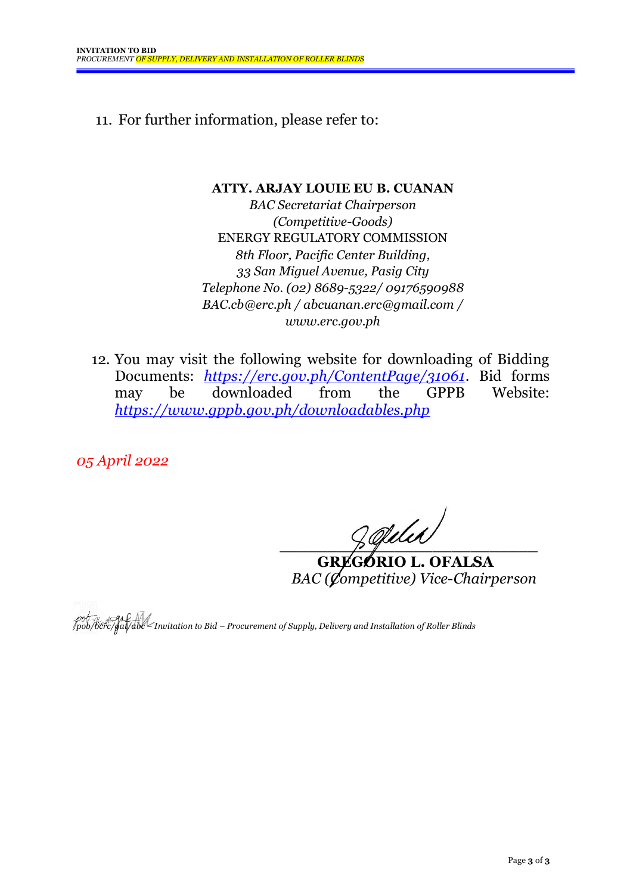11. For further information, please refer to:

**ATTY. ARJAY LOUIE EU B. CUANAN**
*BAC Secretariat Chairperson*
*(Competitive-Goods)*
ENERGY REGULATORY COMMISSION
*8th Floor, Pacific Center Building,*
*33 San Miguel Avenue, Pasig City*
*Telephone No. (02) 8689-5322/ 09176590988*
*BAC.cb@erc.ph / abcuanan.erc@gmail.com /*
*www.erc.gov.ph*

12. You may visit the following website for downloading of Bidding Documents: *https://erc.gov.ph/ContentPage/31061*. Bid forms may be downloaded from the GPPB Website: *https://www.gppb.gov.ph/downloadables.php*

*05 April 2022*

**GREGORIO L. OFALSA**
*BAC (Competitive) Vice-Chairperson*

*pob/bcrc/gat/abc – Invitation to Bid – Procurement of Supply, Delivery and Installation of Roller Blinds*